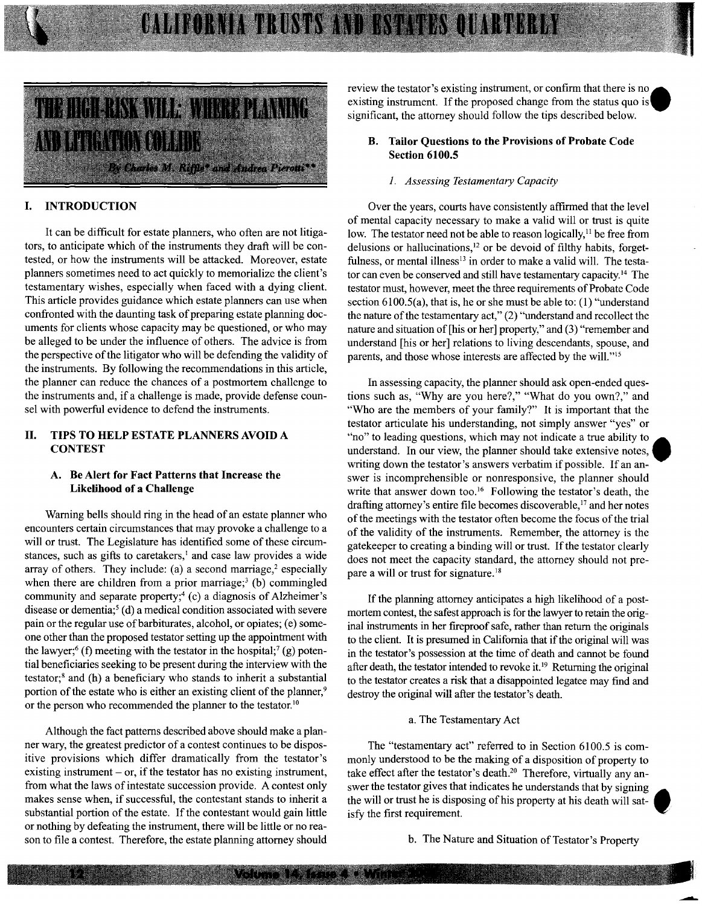# THE HIGH-RISK WILL: WHERE PLANNING AND LITIGATION COLLIDE

By Charles M. Riffle* and Andrea Pierotti**

## I. INTRODUCTION

It can be difficult for estate planners, who often are not litigators, to anticipate which of the instruments they draft will be contested, or how the instruments will be attacked. Moreover, estate planners sometimes need to act quickly to memorialize the client's testamentary wishes, especially when faced with a dying client. This article provides guidance which estate planners can use when confronted with the daunting task of preparing estate planning documents for clients whose capacity may be questioned, or who may be alleged to be under the influence of others. The advice is from the perspective of the litigator who will be defending the validity of the instruments. By following the recommendations in this article, the planner can reduce the chances of a postmortem challenge to the instruments and, if a challenge is made, provide defense counsel with powerful evidence to defend the instruments.

## II. TIPS TO HELP ESTATE PLANNERS AVOID A CONTEST

### A. Be Alert for Fact Patterns that Increase the Likelihood of a Challenge

Warning bells should ring in the head of an estate planner who encounters certain circumstances that may provoke a challenge to a will or trust. The Legislature has identified some of these circumstances, such as gifts to caretakers,[1] and case law provides a wide array of others. They include: (a) a second marriage,[2] especially when there are children from a prior marriage;[3] (b) commingled community and separate property;[4] (c) a diagnosis of Alzheimer's disease or dementia;[5] (d) a medical condition associated with severe pain or the regular use of barbiturates, alcohol, or opiates; (e) someone other than the proposed testator setting up the appointment with the lawyer;[6] (f) meeting with the testator in the hospital;[7] (g) potential beneficiaries seeking to be present during the interview with the testator;[8] and (h) a beneficiary who stands to inherit a substantial portion of the estate who is either an existing client of the planner,[9] or the person who recommended the planner to the testator.[10]

Although the fact patterns described above should make a planner wary, the greatest predictor of a contest continues to be dispositive provisions which differ dramatically from the testator's existing instrument – or, if the testator has no existing instrument, from what the laws of intestate succession provide. A contest only makes sense when, if successful, the contestant stands to inherit a substantial portion of the estate. If the contestant would gain little or nothing by defeating the instrument, there will be little or no reason to file a contest. Therefore, the estate planning attorney should review the testator's existing instrument, or confirm that there is no existing instrument. If the proposed change from the status quo is significant, the attorney should follow the tips described below.

### B. Tailor Questions to the Provisions of Probate Code Section 6100.5

#### 1. *Assessing Testamentary Capacity*

Over the years, courts have consistently affirmed that the level of mental capacity necessary to make a valid will or trust is quite low. The testator need not be able to reason logically,[11] be free from delusions or hallucinations,[12] or be devoid of filthy habits, forgetfulness, or mental illness[13] in order to make a valid will. The testator can even be conserved and still have testamentary capacity.[14] The testator must, however, meet the three requirements of Probate Code section 6100.5(a), that is, he or she must be able to: (1) "understand the nature of the testamentary act," (2) "understand and recollect the nature and situation of [his or her] property," and (3) "remember and understand [his or her] relations to living descendants, spouse, and parents, and those whose interests are affected by the will."[15]

In assessing capacity, the planner should ask open-ended questions such as, "Why are you here?," "What do you own?," and "Who are the members of your family?" It is important that the testator articulate his understanding, not simply answer "yes" or "no" to leading questions, which may not indicate a true ability to understand. In our view, the planner should take extensive notes, writing down the testator's answers verbatim if possible. If an answer is incomprehensible or nonresponsive, the planner should write that answer down too.[16] Following the testator's death, the drafting attorney's entire file becomes discoverable,[17] and her notes of the meetings with the testator often become the focus of the trial of the validity of the instruments. Remember, the attorney is the gatekeeper to creating a binding will or trust. If the testator clearly does not meet the capacity standard, the attorney should not prepare a will or trust for signature.[18]

If the planning attorney anticipates a high likelihood of a postmortem contest, the safest approach is for the lawyer to retain the original instruments in her fireproof safe, rather than return the originals to the client. It is presumed in California that if the original will was in the testator's possession at the time of death and cannot be found after death, the testator intended to revoke it.[19] Returning the original to the testator creates a risk that a disappointed legatee may find and destroy the original will after the testator's death.

##### a. The Testamentary Act

The "testamentary act" referred to in Section 6100.5 is commonly understood to be the making of a disposition of property to take effect after the testator's death.[20] Therefore, virtually any answer the testator gives that indicates he understands that by signing the will or trust he is disposing of his property at his death will satisfy the first requirement.

##### b. The Nature and Situation of Testator's Property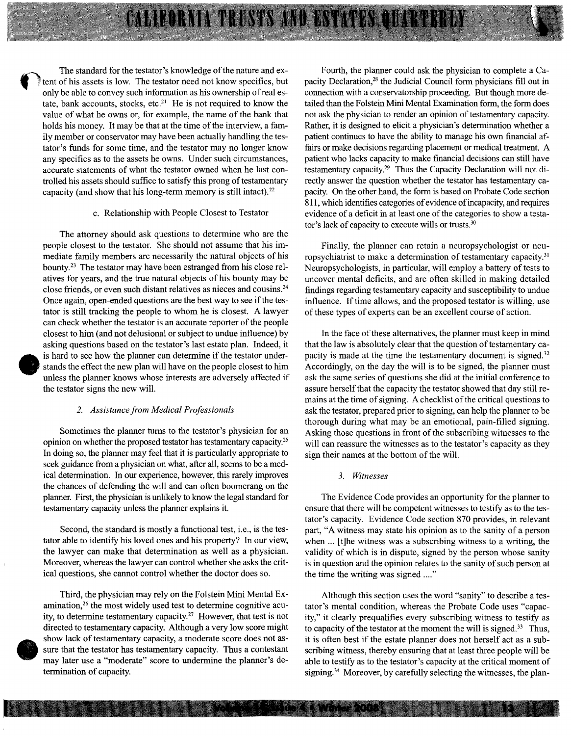The standard for the testator's knowledge of the nature and extent of his assets is low. The testator need not know specifics, but only be able to convey such information as his ownership of real estate, bank accounts, stocks, etc.[21] He is not required to know the value of what he owns or, for example, the name of the bank that holds his money. It may be that at the time of the interview, a family member or conservator may have been actually handling the testator's funds for some time, and the testator may no longer know any specifics as to the assets he owns. Under such circumstances, accurate statements of what the testator owned when he last controlled his assets should suffice to satisfy this prong of testamentary capacity (and show that his long-term memory is still intact).[22]

c. Relationship with People Closest to Testator

The attorney should ask questions to determine who are the people closest to the testator. She should not assume that his immediate family members are necessarily the natural objects of his bounty.[23] The testator may have been estranged from his close relatives for years, and the true natural objects of his bounty may be close friends, or even such distant relatives as nieces and cousins.[24] Once again, open-ended questions are the best way to see if the testator is still tracking the people to whom he is closest. A lawyer can check whether the testator is an accurate reporter of the people closest to him (and not delusional or subject to undue influence) by asking questions based on the testator's last estate plan. Indeed, it is hard to see how the planner can determine if the testator understands the effect the new plan will have on the people closest to him unless the planner knows whose interests are adversely affected if the testator signs the new will.

*2. Assistance from Medical Professionals*

Sometimes the planner turns to the testator's physician for an opinion on whether the proposed testator has testamentary capacity.[25] In doing so, the planner may feel that it is particularly appropriate to seek guidance from a physician on what, after all, seems to be a medical determination. In our experience, however, this rarely improves the chances of defending the will and can often boomerang on the planner. First, the physician is unlikely to know the legal standard for testamentary capacity unless the planner explains it.

Second, the standard is mostly a functional test, i.e., is the testator able to identify his loved ones and his property? In our view, the lawyer can make that determination as well as a physician. Moreover, whereas the lawyer can control whether she asks the critical questions, she cannot control whether the doctor does so.

Third, the physician may rely on the Folstein Mini Mental Examination,[26] the most widely used test to determine cognitive acuity, to determine testamentary capacity.[27] However, that test is not directed to testamentary capacity. Although a very low score might show lack of testamentary capacity, a moderate score does not assure that the testator has testamentary capacity. Thus a contestant may later use a "moderate" score to undermine the planner's determination of capacity.

Fourth, the planner could ask the physician to complete a Capacity Declaration,[28] the Judicial Council form physicians fill out in connection with a conservatorship proceeding. But though more detailed than the Folstein Mini Mental Examination form, the form does not ask the physician to render an opinion of testamentary capacity. Rather, it is designed to elicit a physician's determination whether a patient continues to have the ability to manage his own financial affairs or make decisions regarding placement or medical treatment. A patient who lacks capacity to make financial decisions can still have testamentary capacity.[29] Thus the Capacity Declaration will not directly answer the question whether the testator has testamentary capacity. On the other hand, the form is based on Probate Code section 811, which identifies categories of evidence of incapacity, and requires evidence of a deficit in at least one of the categories to show a testator's lack of capacity to execute wills or trusts.[30]

Finally, the planner can retain a neuropsychologist or neuropsychiatrist to make a determination of testamentary capacity.[31] Neuropsychologists, in particular, will employ a battery of tests to uncover mental deficits, and are often skilled in making detailed findings regarding testamentary capacity and susceptibility to undue influence. If time allows, and the proposed testator is willing, use of these types of experts can be an excellent course of action.

In the face of these alternatives, the planner must keep in mind that the law is absolutely clear that the question of testamentary capacity is made at the time the testamentary document is signed.[32] Accordingly, on the day the will is to be signed, the planner must ask the same series of questions she did at the initial conference to assure herself that the capacity the testator showed that day still remains at the time of signing. A checklist of the critical questions to ask the testator, prepared prior to signing, can help the planner to be thorough during what may be an emotional, pain-filled signing. Asking those questions in front of the subscribing witnesses to the will can reassure the witnesses as to the testator's capacity as they sign their names at the bottom of the will.

*3. Witnesses*

The Evidence Code provides an opportunity for the planner to ensure that there will be competent witnesses to testify as to the testator's capacity. Evidence Code section 870 provides, in relevant part, "A witness may state his opinion as to the sanity of a person when ... [t]he witness was a subscribing witness to a writing, the validity of which is in dispute, signed by the person whose sanity is in question and the opinion relates to the sanity of such person at the time the writing was signed ...."

Although this section uses the word "sanity" to describe a testator's mental condition, whereas the Probate Code uses "capacity," it clearly prequalifies every subscribing witness to testify as to capacity of the testator at the moment the will is signed.[33] Thus, it is often best if the estate planner does not herself act as a subscribing witness, thereby ensuring that at least three people will be able to testify as to the testator's capacity at the critical moment of signing.[34] Moreover, by carefully selecting the witnesses, the plan-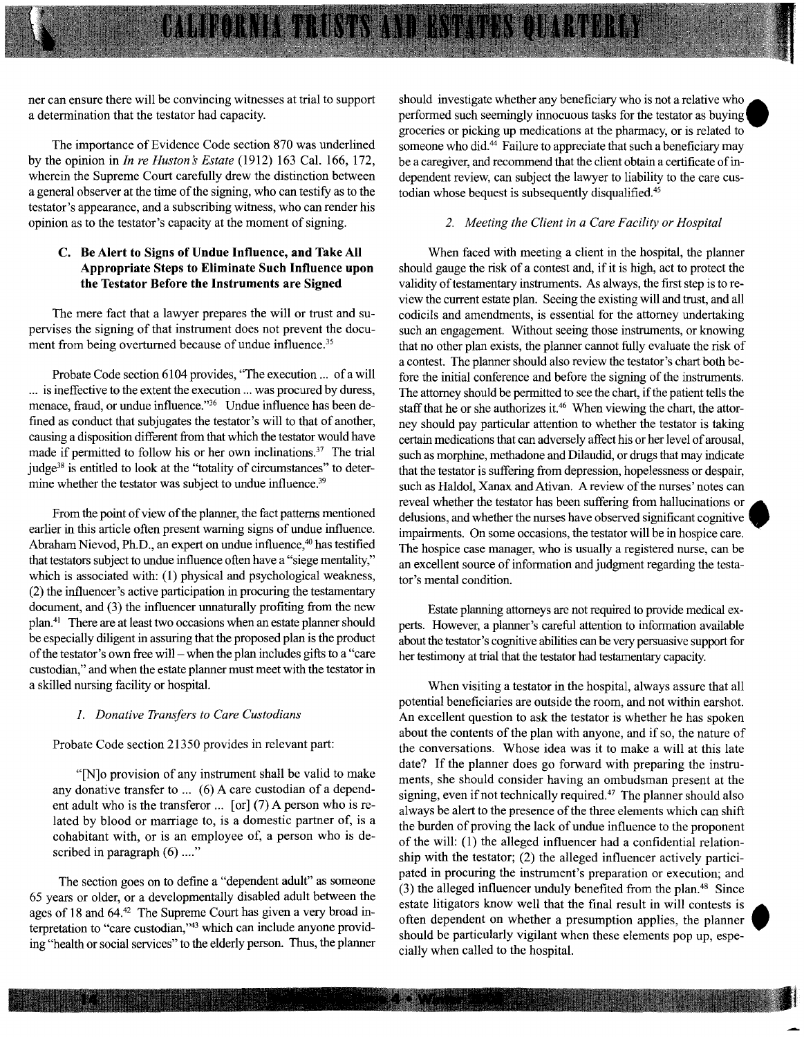ner can ensure there will be convincing witnesses at trial to support a determination that the testator had capacity.

The importance of Evidence Code section 870 was underlined by the opinion in *In re Huston's Estate* (1912) 163 Cal. 166, 172, wherein the Supreme Court carefully drew the distinction between a general observer at the time of the signing, who can testify as to the testator's appearance, and a subscribing witness, who can render his opinion as to the testator's capacity at the moment of signing.

### C. Be Alert to Signs of Undue Influence, and Take All Appropriate Steps to Eliminate Such Influence upon the Testator Before the Instruments are Signed

The mere fact that a lawyer prepares the will or trust and supervises the signing of that instrument does not prevent the document from being overturned because of undue influence.[35]

Probate Code section 6104 provides, "The execution ... of a will ... is ineffective to the extent the execution ... was procured by duress, menace, fraud, or undue influence."[36] Undue influence has been defined as conduct that subjugates the testator's will to that of another, causing a disposition different from that which the testator would have made if permitted to follow his or her own inclinations.[37] The trial judge[38] is entitled to look at the "totality of circumstances" to determine whether the testator was subject to undue influence.[39]

From the point of view of the planner, the fact patterns mentioned earlier in this article often present warning signs of undue influence. Abraham Nievod, Ph.D., an expert on undue influence,[40] has testified that testators subject to undue influence often have a "siege mentality," which is associated with: (1) physical and psychological weakness, (2) the influencer's active participation in procuring the testamentary document, and (3) the influencer unnaturally profiting from the new plan.[41] There are at least two occasions when an estate planner should be especially diligent in assuring that the proposed plan is the product of the testator's own free will – when the plan includes gifts to a "care custodian," and when the estate planner must meet with the testator in a skilled nursing facility or hospital.

#### *1. Donative Transfers to Care Custodians*

Probate Code section 21350 provides in relevant part:

> "[N]o provision of any instrument shall be valid to make any donative transfer to ... (6) A care custodian of a dependent adult who is the transferor ... [or] (7) A person who is related by blood or marriage to, is a domestic partner of, is a cohabitant with, or is an employee of, a person who is described in paragraph (6) ...."

The section goes on to define a "dependent adult" as someone 65 years or older, or a developmentally disabled adult between the ages of 18 and 64.[42] The Supreme Court has given a very broad interpretation to "care custodian,"[43] which can include anyone providing "health or social services" to the elderly person. Thus, the planner should investigate whether any beneficiary who is not a relative who performed such seemingly innocuous tasks for the testator as buying groceries or picking up medications at the pharmacy, or is related to someone who did.[44] Failure to appreciate that such a beneficiary may be a caregiver, and recommend that the client obtain a certificate of independent review, can subject the lawyer to liability to the care custodian whose bequest is subsequently disqualified.[45]

#### *2. Meeting the Client in a Care Facility or Hospital*

When faced with meeting a client in the hospital, the planner should gauge the risk of a contest and, if it is high, act to protect the validity of testamentary instruments. As always, the first step is to review the current estate plan. Seeing the existing will and trust, and all codicils and amendments, is essential for the attorney undertaking such an engagement. Without seeing those instruments, or knowing that no other plan exists, the planner cannot fully evaluate the risk of a contest. The planner should also review the testator's chart both before the initial conference and before the signing of the instruments. The attorney should be permitted to see the chart, if the patient tells the staff that he or she authorizes it.[46] When viewing the chart, the attorney should pay particular attention to whether the testator is taking certain medications that can adversely affect his or her level of arousal, such as morphine, methadone and Dilaudid, or drugs that may indicate that the testator is suffering from depression, hopelessness or despair, such as Haldol, Xanax and Ativan. A review of the nurses' notes can reveal whether the testator has been suffering from hallucinations or delusions, and whether the nurses have observed significant cognitive impairments. On some occasions, the testator will be in hospice care. The hospice case manager, who is usually a registered nurse, can be an excellent source of information and judgment regarding the testator's mental condition.

Estate planning attorneys are not required to provide medical experts. However, a planner's careful attention to information available about the testator's cognitive abilities can be very persuasive support for her testimony at trial that the testator had testamentary capacity.

When visiting a testator in the hospital, always assure that all potential beneficiaries are outside the room, and not within earshot. An excellent question to ask the testator is whether he has spoken about the contents of the plan with anyone, and if so, the nature of the conversations. Whose idea was it to make a will at this late date? If the planner does go forward with preparing the instruments, she should consider having an ombudsman present at the signing, even if not technically required.[47] The planner should also always be alert to the presence of the three elements which can shift the burden of proving the lack of undue influence to the proponent of the will: (1) the alleged influencer had a confidential relationship with the testator; (2) the alleged influencer actively participated in procuring the instrument's preparation or execution; and (3) the alleged influencer unduly benefited from the plan.[48] Since estate litigators know well that the final result in will contests is often dependent on whether a presumption applies, the planner should be particularly vigilant when these elements pop up, especially when called to the hospital.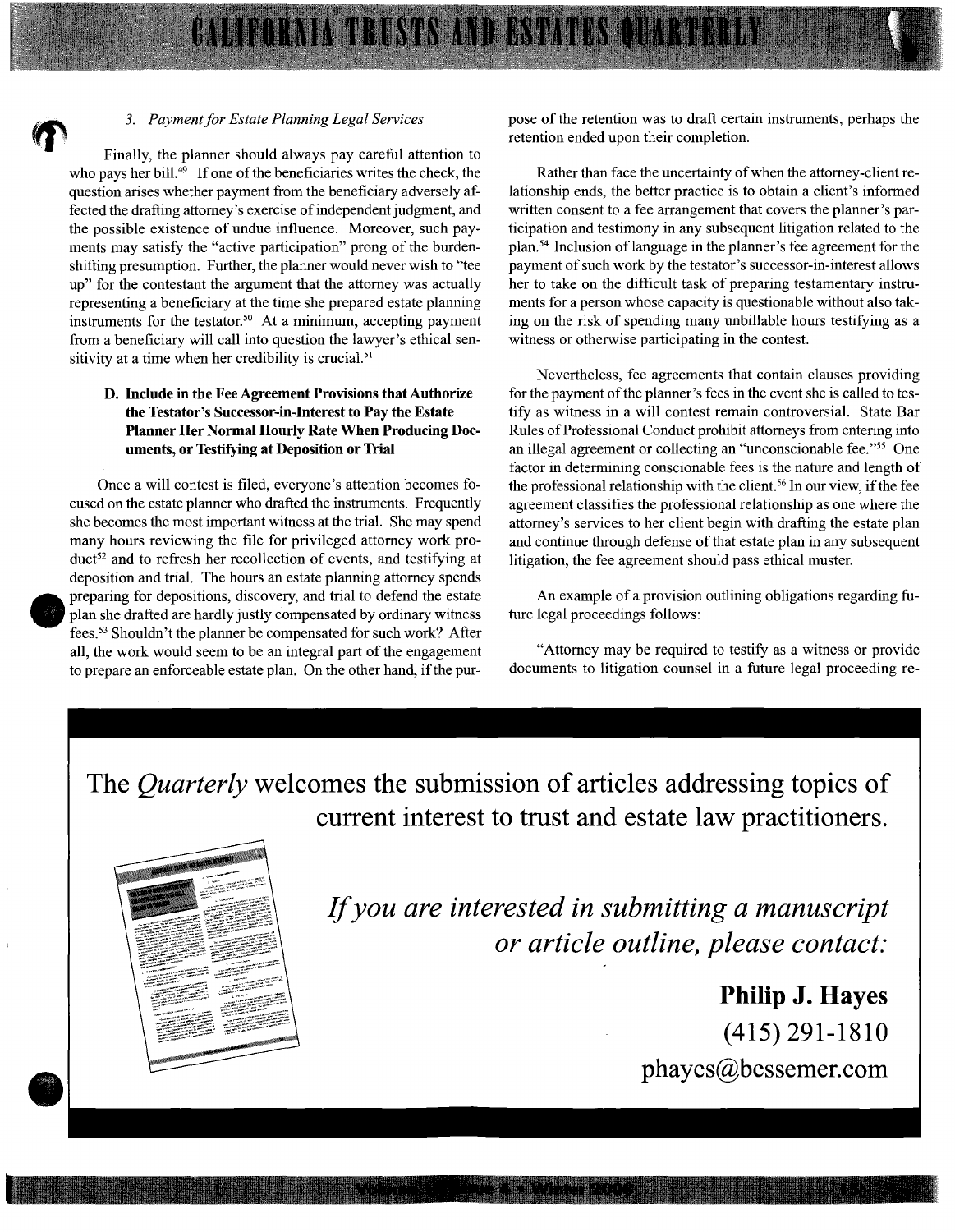### 3. *Payment for Estate Planning Legal Services*

Finally, the planner should always pay careful attention to who pays her bill.[49] If one of the beneficiaries writes the check, the question arises whether payment from the beneficiary adversely affected the drafting attorney's exercise of independent judgment, and the possible existence of undue influence. Moreover, such payments may satisfy the "active participation" prong of the burden-shifting presumption. Further, the planner would never wish to "tee up" for the contestant the argument that the attorney was actually representing a beneficiary at the time she prepared estate planning instruments for the testator.[50] At a minimum, accepting payment from a beneficiary will call into question the lawyer's ethical sensitivity at a time when her credibility is crucial.[51]

## D. Include in the Fee Agreement Provisions that Authorize the Testator's Successor-in-Interest to Pay the Estate Planner Her Normal Hourly Rate When Producing Documents, or Testifying at Deposition or Trial

Once a will contest is filed, everyone's attention becomes focused on the estate planner who drafted the instruments. Frequently she becomes the most important witness at the trial. She may spend many hours reviewing the file for privileged attorney work product[52] and to refresh her recollection of events, and testifying at deposition and trial. The hours an estate planning attorney spends preparing for depositions, discovery, and trial to defend the estate plan she drafted are hardly justly compensated by ordinary witness fees.[53] Shouldn't the planner be compensated for such work? After all, the work would seem to be an integral part of the engagement to prepare an enforceable estate plan. On the other hand, if the purpose of the retention was to draft certain instruments, perhaps the retention ended upon their completion.

Rather than face the uncertainty of when the attorney-client relationship ends, the better practice is to obtain a client's informed written consent to a fee arrangement that covers the planner's participation and testimony in any subsequent litigation related to the plan.[54] Inclusion of language in the planner's fee agreement for the payment of such work by the testator's successor-in-interest allows her to take on the difficult task of preparing testamentary instruments for a person whose capacity is questionable without also taking on the risk of spending many unbillable hours testifying as a witness or otherwise participating in the contest.

Nevertheless, fee agreements that contain clauses providing for the payment of the planner's fees in the event she is called to testify as witness in a will contest remain controversial. State Bar Rules of Professional Conduct prohibit attorneys from entering into an illegal agreement or collecting an "unconscionable fee."[55] One factor in determining conscionable fees is the nature and length of the professional relationship with the client.[56] In our view, if the fee agreement classifies the professional relationship as one where the attorney's services to her client begin with drafting the estate plan and continue through defense of that estate plan in any subsequent litigation, the fee agreement should pass ethical muster.

An example of a provision outlining obligations regarding future legal proceedings follows:

"Attorney may be required to testify as a witness or provide documents to litigation counsel in a future legal proceeding re-

---

**The *Quarterly* welcomes the submission of articles addressing topics of current interest to trust and estate law practitioners.**

*If you are interested in submitting a manuscript or article outline, please contact:*

**Philip J. Hayes**
(415) 291-1810
phayes@bessemer.com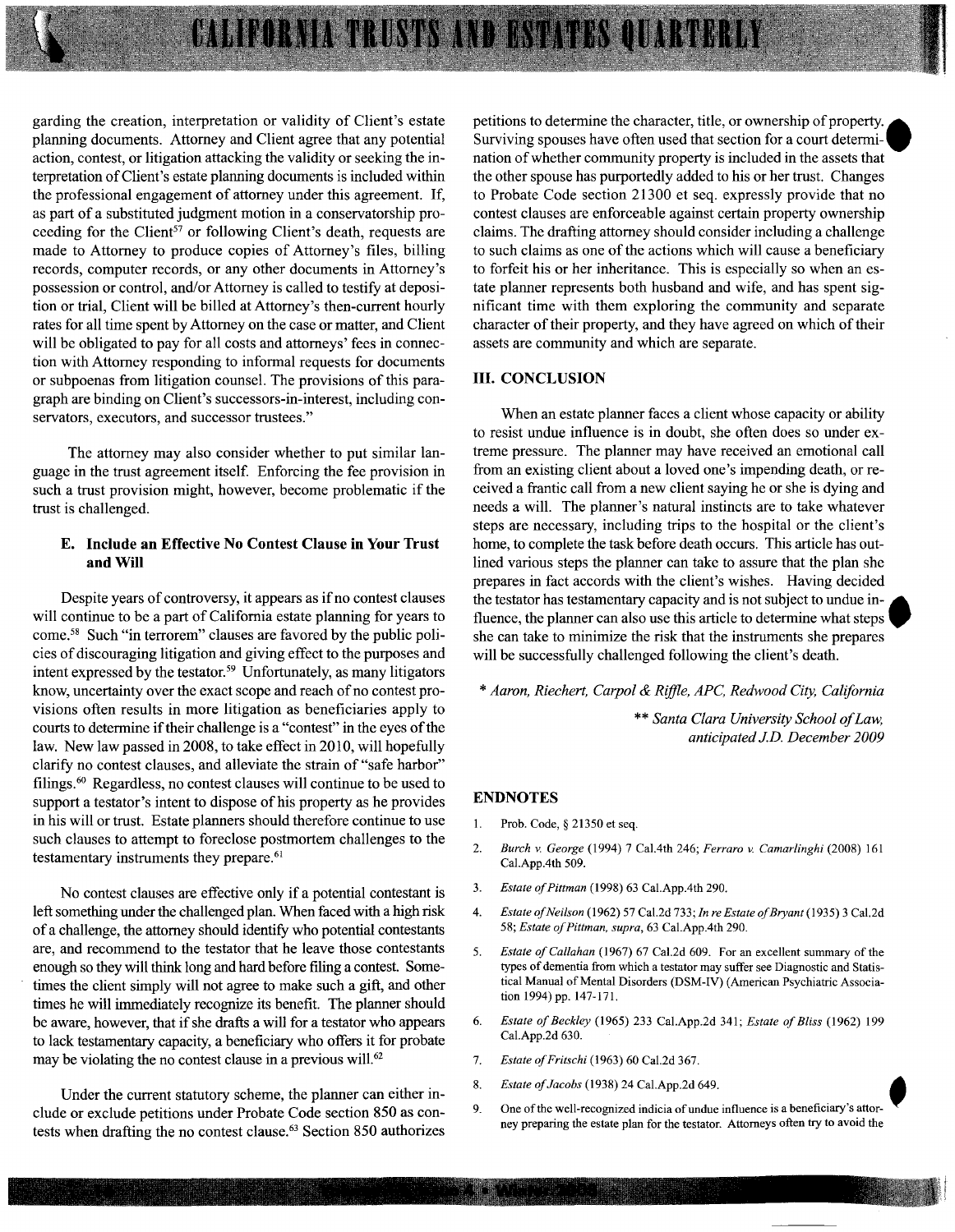garding the creation, interpretation or validity of Client's estate planning documents. Attorney and Client agree that any potential action, contest, or litigation attacking the validity or seeking the interpretation of Client's estate planning documents is included within the professional engagement of attorney under this agreement. If, as part of a substituted judgment motion in a conservatorship proceeding for the Client[57] or following Client's death, requests are made to Attorney to produce copies of Attorney's files, billing records, computer records, or any other documents in Attorney's possession or control, and/or Attorney is called to testify at deposition or trial, Client will be billed at Attorney's then-current hourly rates for all time spent by Attorney on the case or matter, and Client will be obligated to pay for all costs and attorneys' fees in connection with Attorney responding to informal requests for documents or subpoenas from litigation counsel. The provisions of this paragraph are binding on Client's successors-in-interest, including conservators, executors, and successor trustees."

The attorney may also consider whether to put similar language in the trust agreement itself. Enforcing the fee provision in such a trust provision might, however, become problematic if the trust is challenged.

### E. Include an Effective No Contest Clause in Your Trust and Will

Despite years of controversy, it appears as if no contest clauses will continue to be a part of California estate planning for years to come.[58] Such "in terrorem" clauses are favored by the public policies of discouraging litigation and giving effect to the purposes and intent expressed by the testator.[59] Unfortunately, as many litigators know, uncertainty over the exact scope and reach of no contest provisions often results in more litigation as beneficiaries apply to courts to determine if their challenge is a "contest" in the eyes of the law. New law passed in 2008, to take effect in 2010, will hopefully clarify no contest clauses, and alleviate the strain of "safe harbor" filings.[60] Regardless, no contest clauses will continue to be used to support a testator's intent to dispose of his property as he provides in his will or trust. Estate planners should therefore continue to use such clauses to attempt to foreclose postmortem challenges to the testamentary instruments they prepare.[61]

No contest clauses are effective only if a potential contestant is left something under the challenged plan. When faced with a high risk of a challenge, the attorney should identify who potential contestants are, and recommend to the testator that he leave those contestants enough so they will think long and hard before filing a contest. Sometimes the client simply will not agree to make such a gift, and other times he will immediately recognize its benefit. The planner should be aware, however, that if she drafts a will for a testator who appears to lack testamentary capacity, a beneficiary who offers it for probate may be violating the no contest clause in a previous will.[62]

Under the current statutory scheme, the planner can either include or exclude petitions under Probate Code section 850 as contests when drafting the no contest clause.[63] Section 850 authorizes petitions to determine the character, title, or ownership of property. Surviving spouses have often used that section for a court determination of whether community property is included in the assets that the other spouse has purportedly added to his or her trust. Changes to Probate Code section 21300 et seq. expressly provide that no contest clauses are enforceable against certain property ownership claims. The drafting attorney should consider including a challenge to such claims as one of the actions which will cause a beneficiary to forfeit his or her inheritance. This is especially so when an estate planner represents both husband and wife, and has spent significant time with them exploring the community and separate character of their property, and they have agreed on which of their assets are community and which are separate.

## III. CONCLUSION

When an estate planner faces a client whose capacity or ability to resist undue influence is in doubt, she often does so under extreme pressure. The planner may have received an emotional call from an existing client about a loved one's impending death, or received a frantic call from a new client saying he or she is dying and needs a will. The planner's natural instincts are to take whatever steps are necessary, including trips to the hospital or the client's home, to complete the task before death occurs. This article has outlined various steps the planner can take to assure that the plan she prepares in fact accords with the client's wishes. Having decided the testator has testamentary capacity and is not subject to undue influence, the planner can also use this article to determine what steps she can take to minimize the risk that the instruments she prepares will be successfully challenged following the client's death.

\* *Aaron, Riechert, Carpol & Riffle, APC, Redwood City, California*

\*\* *Santa Clara University School of Law, anticipated J.D. December 2009*

## ENDNOTES

1. Prob. Code, § 21350 et seq.
2. *Burch v. George* (1994) 7 Cal.4th 246; *Ferraro v. Camarlinghi* (2008) 161 Cal.App.4th 509.
3. *Estate of Pittman* (1998) 63 Cal.App.4th 290.
4. *Estate of Neilson* (1962) 57 Cal.2d 733; *In re Estate of Bryant* (1935) 3 Cal.2d 58; *Estate of Pittman, supra*, 63 Cal.App.4th 290.
5. *Estate of Callahan* (1967) 67 Cal.2d 609. For an excellent summary of the types of dementia from which a testator may suffer see Diagnostic and Statistical Manual of Mental Disorders (DSM-IV) (American Psychiatric Association 1994) pp. 147-171.
6. *Estate of Beckley* (1965) 233 Cal.App.2d 341; *Estate of Bliss* (1962) 199 Cal.App.2d 630.
7. *Estate of Fritschi* (1963) 60 Cal.2d 367.
8. *Estate of Jacobs* (1938) 24 Cal.App.2d 649.
9. One of the well-recognized indicia of undue influence is a beneficiary's attorney preparing the estate plan for the testator. Attorneys often try to avoid the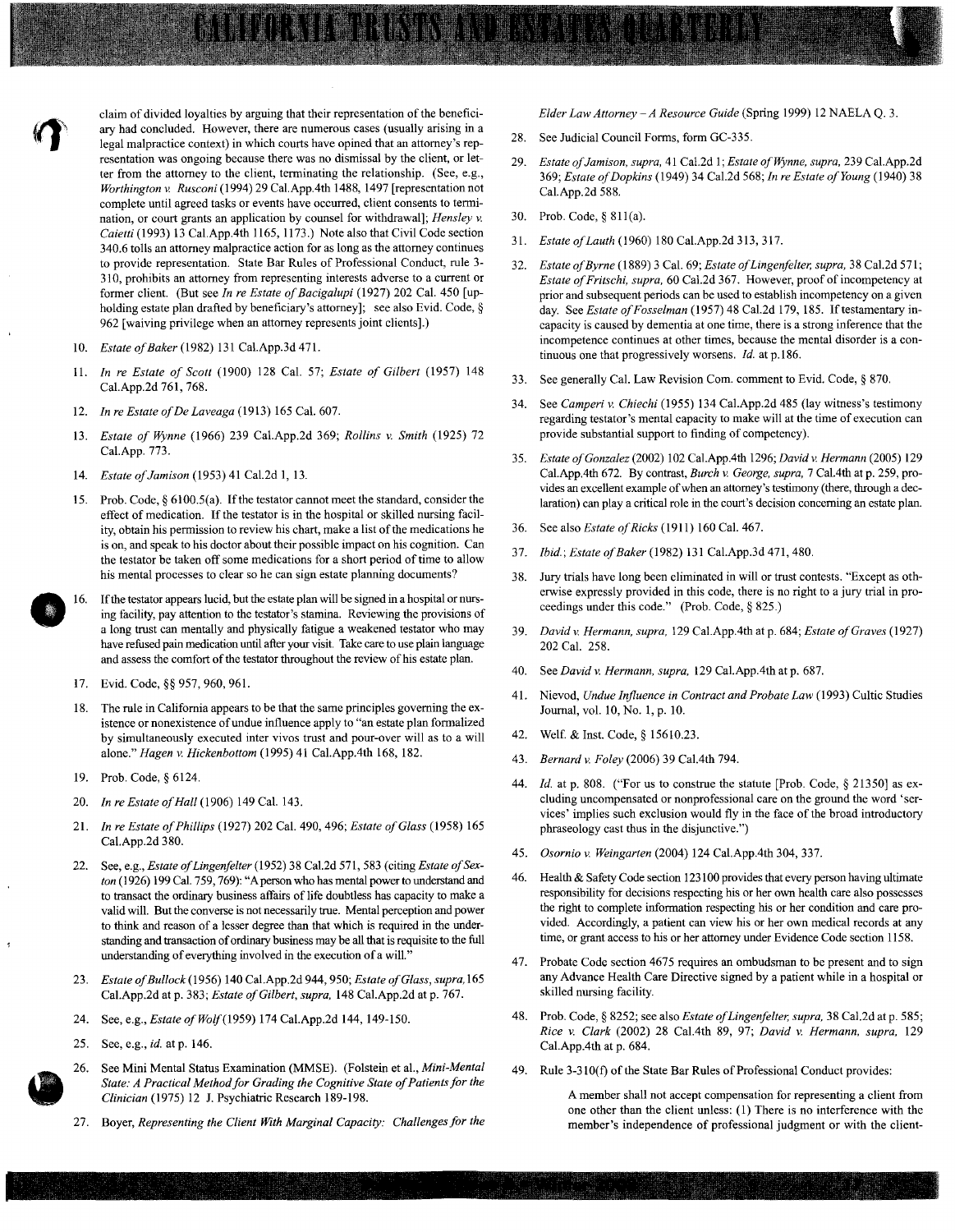claim of divided loyalties by arguing that their representation of the beneficiary had concluded. However, there are numerous cases (usually arising in a legal malpractice context) in which courts have opined that an attorney's representation was ongoing because there was no dismissal by the client, or letter from the attorney to the client, terminating the relationship. (See, e.g., *Worthington v. Rusconi* (1994) 29 Cal.App.4th 1488, 1497 [representation not complete until agreed tasks or events have occurred, client consents to termination, or court grants an application by counsel for withdrawal]; *Hensley v. Caietti* (1993) 13 Cal.App.4th 1165, 1173.) Note also that Civil Code section 340.6 tolls an attorney malpractice action for as long as the attorney continues to provide representation. State Bar Rules of Professional Conduct, rule 3-310, prohibits an attorney from representing interests adverse to a current or former client. (But see *In re Estate of Bacigalupi* (1927) 202 Cal. 450 [upholding estate plan drafted by beneficiary's attorney]; see also Evid. Code, § 962 [waiving privilege when an attorney represents joint clients].)

10. *Estate of Baker* (1982) 131 Cal.App.3d 471.
11. *In re Estate of Scott* (1900) 128 Cal. 57; *Estate of Gilbert* (1957) 148 Cal.App.2d 761, 768.
12. *In re Estate of De Laveaga* (1913) 165 Cal. 607.
13. *Estate of Wynne* (1966) 239 Cal.App.2d 369; *Rollins v. Smith* (1925) 72 Cal.App. 773.
14. *Estate of Jamison* (1953) 41 Cal.2d 1, 13.
15. Prob. Code, § 6100.5(a). If the testator cannot meet the standard, consider the effect of medication. If the testator is in the hospital or skilled nursing facility, obtain his permission to review his chart, make a list of the medications he is on, and speak to his doctor about their possible impact on his cognition. Can the testator be taken off some medications for a short period of time to allow his mental processes to clear so he can sign estate planning documents?
16. If the testator appears lucid, but the estate plan will be signed in a hospital or nursing facility, pay attention to the testator's stamina. Reviewing the provisions of a long trust can mentally and physically fatigue a weakened testator who may have refused pain medication until after your visit. Take care to use plain language and assess the comfort of the testator throughout the review of his estate plan.
17. Evid. Code, §§ 957, 960, 961.
18. The rule in California appears to be that the same principles governing the existence or nonexistence of undue influence apply to "an estate plan formalized by simultaneously executed inter vivos trust and pour-over will as to a will alone." *Hagen v. Hickenbottom* (1995) 41 Cal.App.4th 168, 182.
19. Prob. Code, § 6124.
20. *In re Estate of Hall* (1906) 149 Cal. 143.
21. *In re Estate of Phillips* (1927) 202 Cal. 490, 496; *Estate of Glass* (1958) 165 Cal.App.2d 380.
22. See, e.g., *Estate of Lingenfelter* (1952) 38 Cal.2d 571, 583 (citing *Estate of Sexton* (1926) 199 Cal. 759, 769): "A person who has mental power to understand and to transact the ordinary business affairs of life doubtless has capacity to make a valid will. But the converse is not necessarily true. Mental perception and power to think and reason of a lesser degree than that which is required in the understanding and transaction of ordinary business may be all that is requisite to the full understanding of everything involved in the execution of a will."
23. *Estate of Bullock* (1956) 140 Cal.App.2d 944, 950; *Estate of Glass, supra,* 165 Cal.App.2d at p. 383; *Estate of Gilbert, supra,* 148 Cal.App.2d at p. 767.
24. See, e.g., *Estate of Wolf* (1959) 174 Cal.App.2d 144, 149-150.
25. See, e.g., *id.* at p. 146.
26. See Mini Mental Status Examination (MMSE). (Folstein et al., *Mini-Mental State: A Practical Method for Grading the Cognitive State of Patients for the Clinician* (1975) 12 J. Psychiatric Research 189-198.
27. Boyer, *Representing the Client With Marginal Capacity: Challenges for the Elder Law Attorney – A Resource Guide* (Spring 1999) 12 NAELA Q. 3.
28. See Judicial Council Forms, form GC-335.
29. *Estate of Jamison, supra,* 41 Cal.2d 1; *Estate of Wynne, supra,* 239 Cal.App.2d 369; *Estate of Dopkins* (1949) 34 Cal.2d 568; *In re Estate of Young* (1940) 38 Cal.App.2d 588.
30. Prob. Code, § 811(a).
31. *Estate of Lauth* (1960) 180 Cal.App.2d 313, 317.
32. *Estate of Byrne* (1889) 3 Cal. 69; *Estate of Lingenfelter, supra,* 38 Cal.2d 571; *Estate of Fritschi, supra,* 60 Cal.2d 367. However, proof of incompetency at prior and subsequent periods can be used to establish incompetency on a given day. See *Estate of Fosselman* (1957) 48 Cal.2d 179, 185. If testamentary incapacity is caused by dementia at one time, there is a strong inference that the incompetence continues at other times, because the mental disorder is a continuous one that progressively worsens. *Id.* at p.186.
33. See generally Cal. Law Revision Com. comment to Evid. Code, § 870.
34. See *Camperi v. Chiechi* (1955) 134 Cal.App.2d 485 (lay witness's testimony regarding testator's mental capacity to make will at the time of execution can provide substantial support to finding of competency).
35. *Estate of Gonzalez* (2002) 102 Cal.App.4th 1296; *David v. Hermann* (2005) 129 Cal.App.4th 672. By contrast, *Burch v. George, supra,* 7 Cal.4th at p. 259, provides an excellent example of when an attorney's testimony (there, through a declaration) can play a critical role in the court's decision concerning an estate plan.
36. See also *Estate of Ricks* (1911) 160 Cal. 467.
37. *Ibid.*; *Estate of Baker* (1982) 131 Cal.App.3d 471, 480.
38. Jury trials have long been eliminated in will or trust contests. "Except as otherwise expressly provided in this code, there is no right to a jury trial in proceedings under this code." (Prob. Code, § 825.)
39. *David v. Hermann, supra,* 129 Cal.App.4th at p. 684; *Estate of Graves* (1927) 202 Cal. 258.
40. See *David v. Hermann, supra,* 129 Cal.App.4th at p. 687.
41. Nievod, *Undue Influence in Contract and Probate Law* (1993) Cultic Studies Journal, vol. 10, No. 1, p. 10.
42. Welf. & Inst. Code, § 15610.23.
43. *Bernard v. Foley* (2006) 39 Cal.4th 794.
44. *Id.* at p. 808. ("For us to construe the statute [Prob. Code, § 21350] as excluding uncompensated or nonprofessional care on the ground the word 'services' implies such exclusion would fly in the face of the broad introductory phraseology cast thus in the disjunctive.")
45. *Osornio v. Weingarten* (2004) 124 Cal.App.4th 304, 337.
46. Health & Safety Code section 123100 provides that every person having ultimate responsibility for decisions respecting his or her own health care also possesses the right to complete information respecting his or her condition and care provided. Accordingly, a patient can view his or her own medical records at any time, or grant access to his or her attorney under Evidence Code section 1158.
47. Probate Code section 4675 requires an ombudsman to be present and to sign any Advance Health Care Directive signed by a patient while in a hospital or skilled nursing facility.
48. Prob. Code, § 8252; see also *Estate of Lingenfelter, supra,* 38 Cal.2d at p. 585; *Rice v. Clark* (2002) 28 Cal.4th 89, 97; *David v. Hermann, supra,* 129 Cal.App.4th at p. 684.
49. Rule 3-310(f) of the State Bar Rules of Professional Conduct provides:

    > A member shall not accept compensation for representing a client from one other than the client unless: (1) There is no interference with the member's independence of professional judgment or with the client-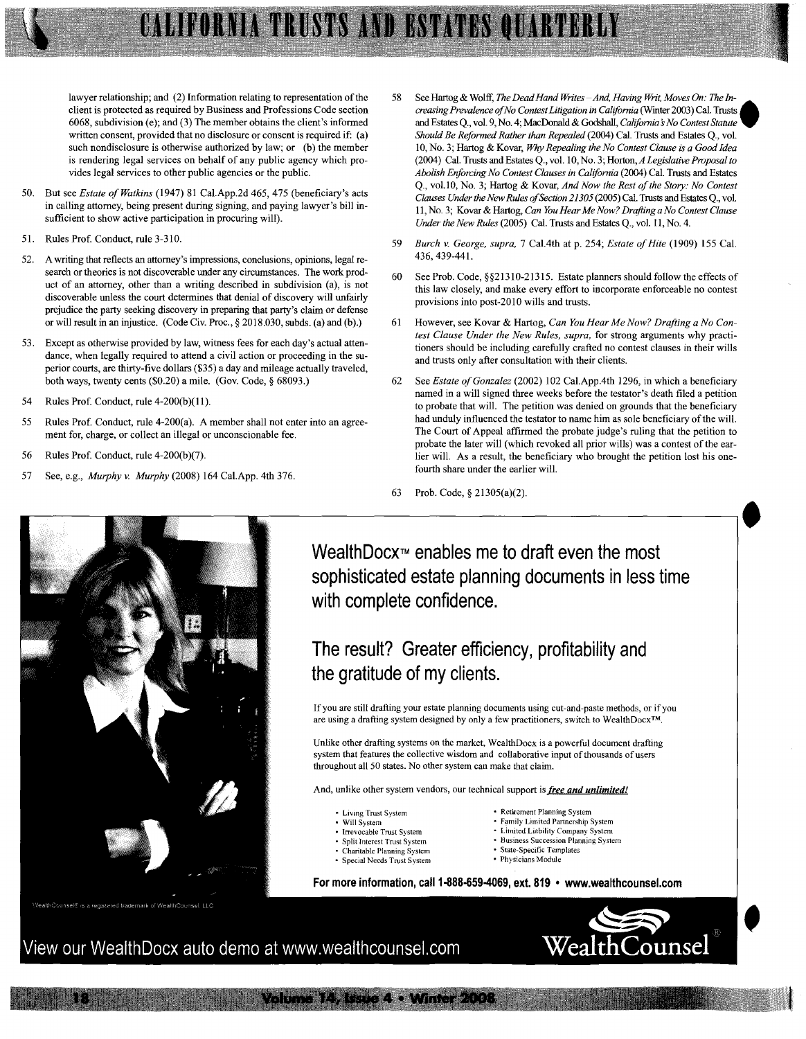lawyer relationship; and (2) Information relating to representation of the client is protected as required by Business and Professions Code section 6068, subdivision (e); and (3) The member obtains the client's informed written consent, provided that no disclosure or consent is required if: (a) such nondisclosure is otherwise authorized by law; or (b) the member is rendering legal services on behalf of any public agency which provides legal services to other public agencies or the public.

50. But see *Estate of Watkins* (1947) 81 Cal.App.2d 465, 475 (beneficiary's acts in calling attorney, being present during signing, and paying lawyer's bill insufficient to show active participation in procuring will).

51. Rules Prof. Conduct, rule 3-310.

52. A writing that reflects an attorney's impressions, conclusions, opinions, legal research or theories is not discoverable under any circumstances. The work product of an attorney, other than a writing described in subdivision (a), is not discoverable unless the court determines that denial of discovery will unfairly prejudice the party seeking discovery in preparing that party's claim or defense or will result in an injustice. (Code Civ. Proc., § 2018.030, subds. (a) and (b).)

53. Except as otherwise provided by law, witness fees for each day's actual attendance, when legally required to attend a civil action or proceeding in the superior courts, are thirty-five dollars ($35) a day and mileage actually traveled, both ways, twenty cents ($0.20) a mile. (Gov. Code, § 68093.)

54 Rules Prof. Conduct, rule 4-200(b)(11).

55 Rules Prof. Conduct, rule 4-200(a). A member shall not enter into an agreement for, charge, or collect an illegal or unconscionable fee.

56 Rules Prof. Conduct, rule 4-200(b)(7).

57 See, e.g., *Murphy v. Murphy* (2008) 164 Cal.App. 4th 376.

58 See Hartog & Wolff, *The Dead Hand Writes – And, Having Writ, Moves On: The Increasing Prevalence of No Contest Litigation in California* (Winter 2003) Cal. Trusts and Estates Q., vol. 9, No. 4; MacDonald & Godshall, *California's No Contest Statute Should Be Reformed Rather than Repealed* (2004) Cal. Trusts and Estates Q., vol. 10, No. 3; Hartog & Kovar, *Why Repealing the No Contest Clause is a Good Idea* (2004) Cal. Trusts and Estates Q., vol. 10, No. 3; Horton, *A Legislative Proposal to Abolish Enforcing No Contest Clauses in California* (2004) Cal. Trusts and Estates Q., vol.10, No. 3; Hartog & Kovar, *And Now the Rest of the Story: No Contest Clauses Under the New Rules of Section 21305* (2005) Cal. Trusts and Estates Q., vol. 11, No. 3; Kovar & Hartog, *Can You Hear Me Now? Drafting a No Contest Clause Under the New Rules* (2005) Cal. Trusts and Estates Q., vol. 11, No. 4.

59 *Burch v. George, supra,* 7 Cal.4th at p. 254; *Estate of Hite* (1909) 155 Cal. 436, 439-441.

60 See Prob. Code, §§21310-21315. Estate planners should follow the effects of this law closely, and make every effort to incorporate enforceable no contest provisions into post-2010 wills and trusts.

61 However, see Kovar & Hartog, *Can You Hear Me Now? Drafting a No Contest Clause Under the New Rules, supra,* for strong arguments why practitioners should be including carefully crafted no contest clauses in their wills and trusts only after consultation with their clients.

62 See *Estate of Gonzalez* (2002) 102 Cal.App.4th 1296, in which a beneficiary named in a will signed three weeks before the testator's death filed a petition to probate that will. The petition was denied on grounds that the beneficiary had unduly influenced the testator to name him as sole beneficiary of the will. The Court of Appeal affirmed the probate judge's ruling that the petition to probate the later will (which revoked all prior wills) was a contest of the earlier will. As a result, the beneficiary who brought the petition lost his one-fourth share under the earlier will.

63 Prob. Code, § 21305(a)(2).

**WealthDocx™ enables me to draft even the most sophisticated estate planning documents in less time with complete confidence.**

**The result? Greater efficiency, profitability and the gratitude of my clients.**

If you are still drafting your estate planning documents using cut-and-paste methods, or if you are using a drafting system designed by only a few practitioners, switch to WealthDocx™.

Unlike other drafting systems on the market, WealthDocx is a powerful document drafting system that features the collective wisdom and collaborative input of thousands of users throughout all 50 states. No other system can make that claim.

And, unlike other system vendors, our technical support is ***free and unlimited!***

- Living Trust System
- Will System
- Irrevocable Trust System
- Split Interest Trust System
- Charitable Planning System
- Special Needs Trust System
- Retirement Planning System
- Family Limited Partnership System
- Limited Liability Company System
- Business Succession Planning System
- State-Specific Templates
- Physicians Module

**For more information, call 1-888-659-4069, ext. 819 • www.wealthcounsel.com**

WealthCounsel® is a registered trademark of WealthCounsel, LLC

View our WealthDocx auto demo at www.wealthcounsel.com

WealthCounsel®